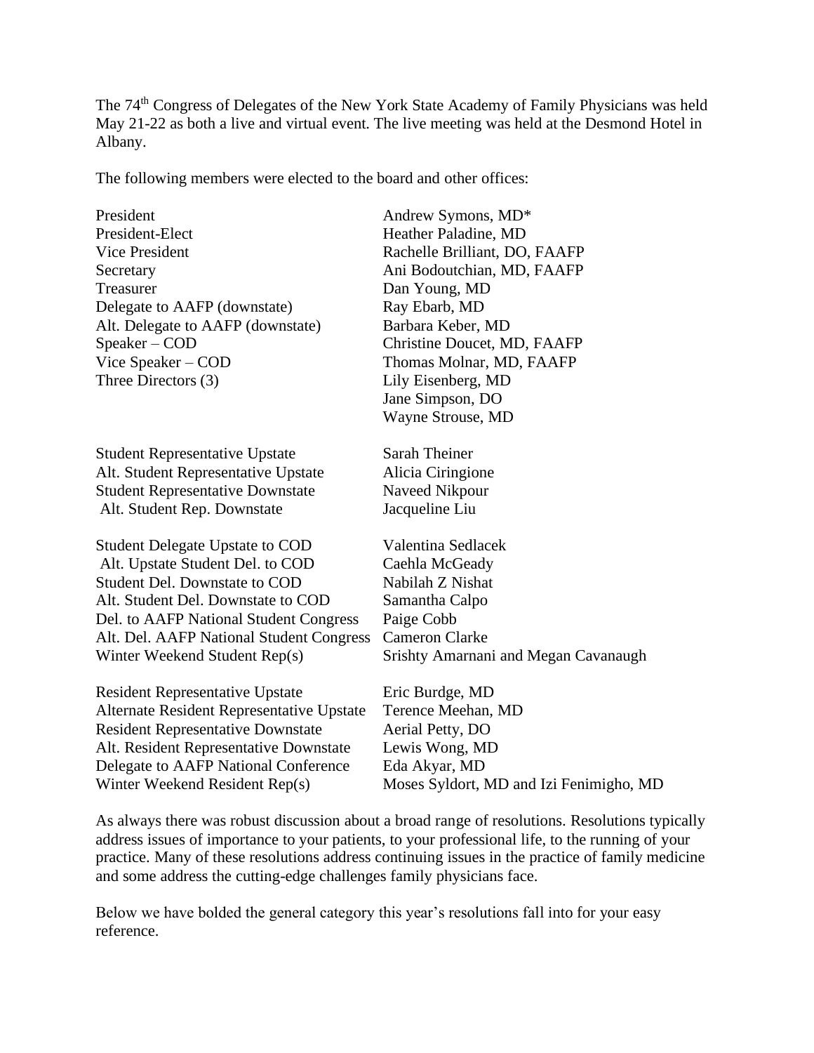The 74th Congress of Delegates of the New York State Academy of Family Physicians was held May 21-22 as both a live and virtual event. The live meeting was held at the Desmond Hotel in Albany.

The following members were elected to the board and other offices:

| | |
|---|---|
| President | Andrew Symons, MD* |
| President-Elect | Heather Paladine, MD |
| Vice President | Rachelle Brilliant, DO, FAAFP |
| Secretary | Ani Bodoutchian, MD, FAAFP |
| Treasurer | Dan Young, MD |
| Delegate to AAFP (downstate) | Ray Ebarb, MD |
| Alt. Delegate to AAFP (downstate) | Barbara Keber, MD |
| Speaker – COD | Christine Doucet, MD, FAAFP |
| Vice Speaker – COD | Thomas Molnar, MD, FAAFP |
| Three Directors (3) | Lily Eisenberg, MD<br>Jane Simpson, DO<br>Wayne Strouse, MD |
| Student Representative Upstate | Sarah Theiner |
| Alt. Student Representative Upstate | Alicia Ciringione |
| Student Representative Downstate | Naveed Nikpour |
| Alt. Student Rep. Downstate | Jacqueline Liu |
| Student Delegate Upstate to COD | Valentina Sedlacek |
| Alt. Upstate Student Del. to COD | Caehla McGeady |
| Student Del. Downstate to COD | Nabilah Z Nishat |
| Alt. Student Del. Downstate to COD | Samantha Calpo |
| Del. to AAFP National Student Congress | Paige Cobb |
| Alt. Del. AAFP National Student Congress | Cameron Clarke |
| Winter Weekend Student Rep(s) | Srishty Amarnani and Megan Cavanaugh |
| Resident Representative Upstate | Eric Burdge, MD |
| Alternate Resident Representative Upstate | Terence Meehan, MD |
| Resident Representative Downstate | Aerial Petty, DO |
| Alt. Resident Representative Downstate | Lewis Wong, MD |
| Delegate to AAFP National Conference | Eda Akyar, MD |
| Winter Weekend Resident Rep(s) | Moses Syldort, MD and Izi Fenimigho, MD |

As always there was robust discussion about a broad range of resolutions. Resolutions typically address issues of importance to your patients, to your professional life, to the running of your practice. Many of these resolutions address continuing issues in the practice of family medicine and some address the cutting-edge challenges family physicians face.

Below we have bolded the general category this year's resolutions fall into for your easy reference.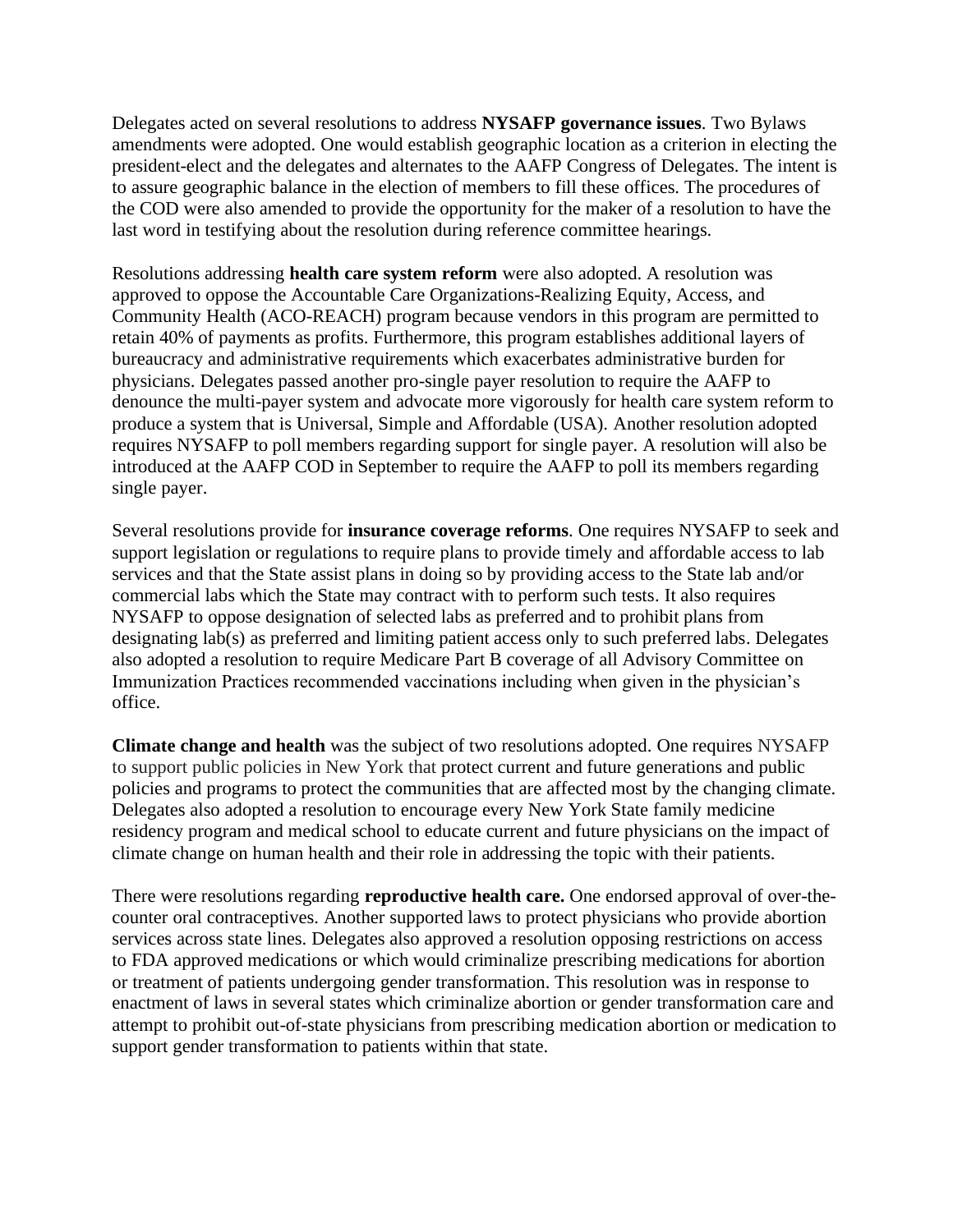Delegates acted on several resolutions to address **NYSAFP governance issues**. Two Bylaws amendments were adopted. One would establish geographic location as a criterion in electing the president-elect and the delegates and alternates to the AAFP Congress of Delegates. The intent is to assure geographic balance in the election of members to fill these offices. The procedures of the COD were also amended to provide the opportunity for the maker of a resolution to have the last word in testifying about the resolution during reference committee hearings.

Resolutions addressing **health care system reform** were also adopted. A resolution was approved to oppose the Accountable Care Organizations-Realizing Equity, Access, and Community Health (ACO-REACH) program because vendors in this program are permitted to retain 40% of payments as profits. Furthermore, this program establishes additional layers of bureaucracy and administrative requirements which exacerbates administrative burden for physicians. Delegates passed another pro-single payer resolution to require the AAFP to denounce the multi-payer system and advocate more vigorously for health care system reform to produce a system that is Universal, Simple and Affordable (USA). Another resolution adopted requires NYSAFP to poll members regarding support for single payer. A resolution will also be introduced at the AAFP COD in September to require the AAFP to poll its members regarding single payer.

Several resolutions provide for **insurance coverage reforms**. One requires NYSAFP to seek and support legislation or regulations to require plans to provide timely and affordable access to lab services and that the State assist plans in doing so by providing access to the State lab and/or commercial labs which the State may contract with to perform such tests. It also requires NYSAFP to oppose designation of selected labs as preferred and to prohibit plans from designating lab(s) as preferred and limiting patient access only to such preferred labs. Delegates also adopted a resolution to require Medicare Part B coverage of all Advisory Committee on Immunization Practices recommended vaccinations including when given in the physician's office.

**Climate change and health** was the subject of two resolutions adopted. One requires NYSAFP to support public policies in New York that protect current and future generations and public policies and programs to protect the communities that are affected most by the changing climate. Delegates also adopted a resolution to encourage every New York State family medicine residency program and medical school to educate current and future physicians on the impact of climate change on human health and their role in addressing the topic with their patients.

There were resolutions regarding **reproductive health care.** One endorsed approval of over-the-counter oral contraceptives. Another supported laws to protect physicians who provide abortion services across state lines. Delegates also approved a resolution opposing restrictions on access to FDA approved medications or which would criminalize prescribing medications for abortion or treatment of patients undergoing gender transformation. This resolution was in response to enactment of laws in several states which criminalize abortion or gender transformation care and attempt to prohibit out-of-state physicians from prescribing medication abortion or medication to support gender transformation to patients within that state.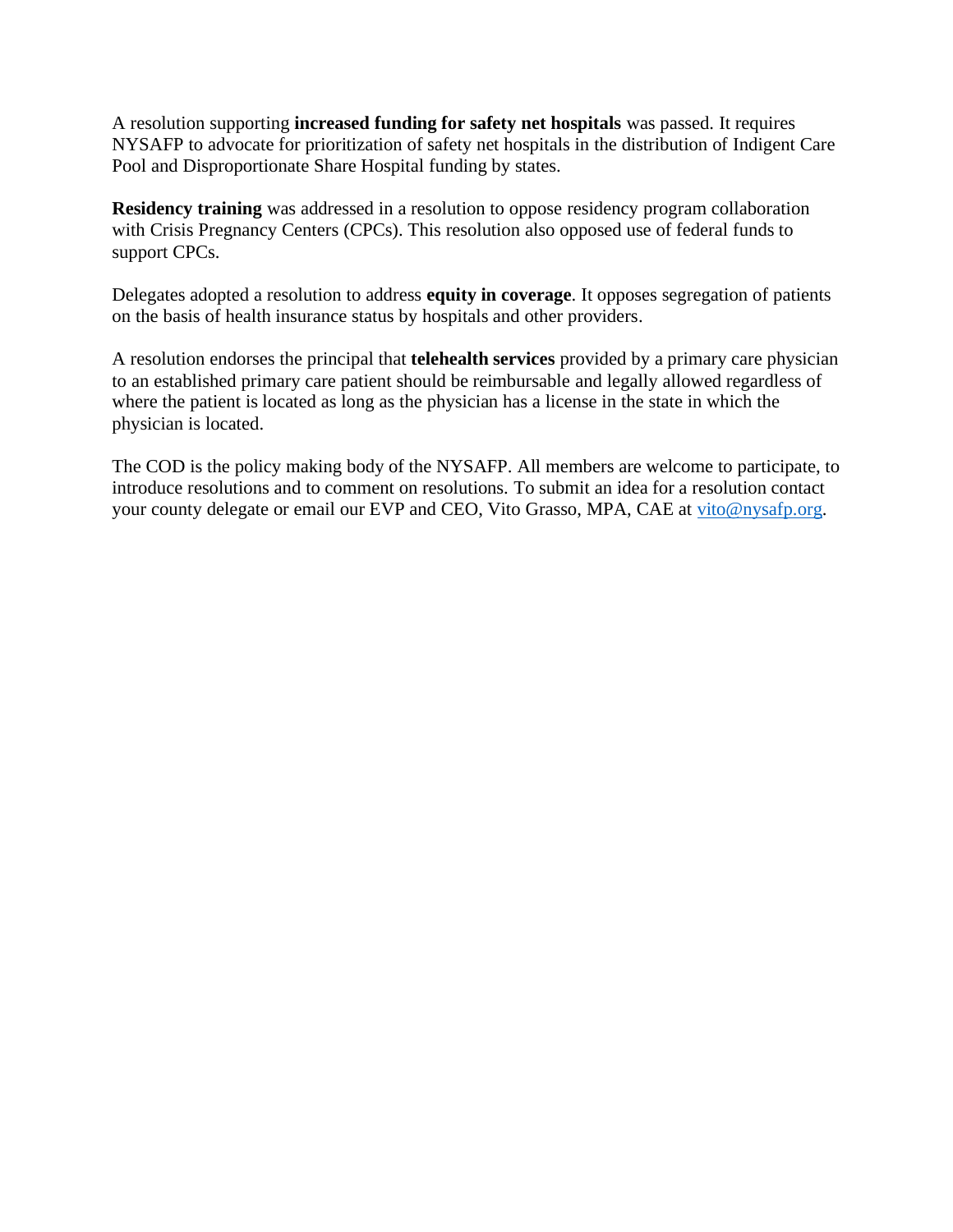A resolution supporting **increased funding for safety net hospitals** was passed. It requires NYSAFP to advocate for prioritization of safety net hospitals in the distribution of Indigent Care Pool and Disproportionate Share Hospital funding by states.

**Residency training** was addressed in a resolution to oppose residency program collaboration with Crisis Pregnancy Centers (CPCs). This resolution also opposed use of federal funds to support CPCs.

Delegates adopted a resolution to address **equity in coverage**. It opposes segregation of patients on the basis of health insurance status by hospitals and other providers.

A resolution endorses the principal that **telehealth services** provided by a primary care physician to an established primary care patient should be reimbursable and legally allowed regardless of where the patient is located as long as the physician has a license in the state in which the physician is located.

The COD is the policy making body of the NYSAFP. All members are welcome to participate, to introduce resolutions and to comment on resolutions. To submit an idea for a resolution contact your county delegate or email our EVP and CEO, Vito Grasso, MPA, CAE at [vito@nysafp.org](mailto:vito@nysafp.org).